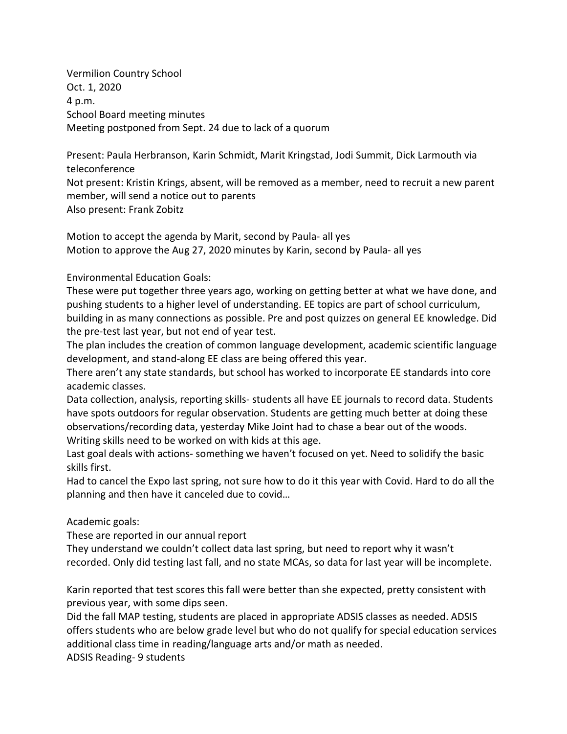Vermilion Country School
Oct. 1, 2020
4 p.m.
School Board meeting minutes
Meeting postponed from Sept. 24 due to lack of a quorum

Present: Paula Herbranson, Karin Schmidt, Marit Kringstad, Jodi Summit, Dick Larmouth via teleconference
Not present: Kristin Krings, absent, will be removed as a member, need to recruit a new parent member, will send a notice out to parents
Also present: Frank Zobitz

Motion to accept the agenda by Marit, second by Paula- all yes
Motion to approve the Aug 27, 2020 minutes by Karin, second by Paula- all yes

Environmental Education Goals:
These were put together three years ago, working on getting better at what we have done, and pushing students to a higher level of understanding. EE topics are part of school curriculum, building in as many connections as possible. Pre and post quizzes on general EE knowledge. Did the pre-test last year, but not end of year test.
The plan includes the creation of common language development, academic scientific language development, and stand-along EE class are being offered this year.
There aren't any state standards, but school has worked to incorporate EE standards into core academic classes.
Data collection, analysis, reporting skills- students all have EE journals to record data. Students have spots outdoors for regular observation. Students are getting much better at doing these observations/recording data, yesterday Mike Joint had to chase a bear out of the woods.
Writing skills need to be worked on with kids at this age.
Last goal deals with actions- something we haven't focused on yet. Need to solidify the basic skills first.
Had to cancel the Expo last spring, not sure how to do it this year with Covid. Hard to do all the planning and then have it canceled due to covid…

Academic goals:
These are reported in our annual report
They understand we couldn't collect data last spring, but need to report why it wasn't recorded. Only did testing last fall, and no state MCAs, so data for last year will be incomplete.

Karin reported that test scores this fall were better than she expected, pretty consistent with previous year, with some dips seen.
Did the fall MAP testing, students are placed in appropriate ADSIS classes as needed. ADSIS offers students who are below grade level but who do not qualify for special education services additional class time in reading/language arts and/or math as needed.
ADSIS Reading- 9 students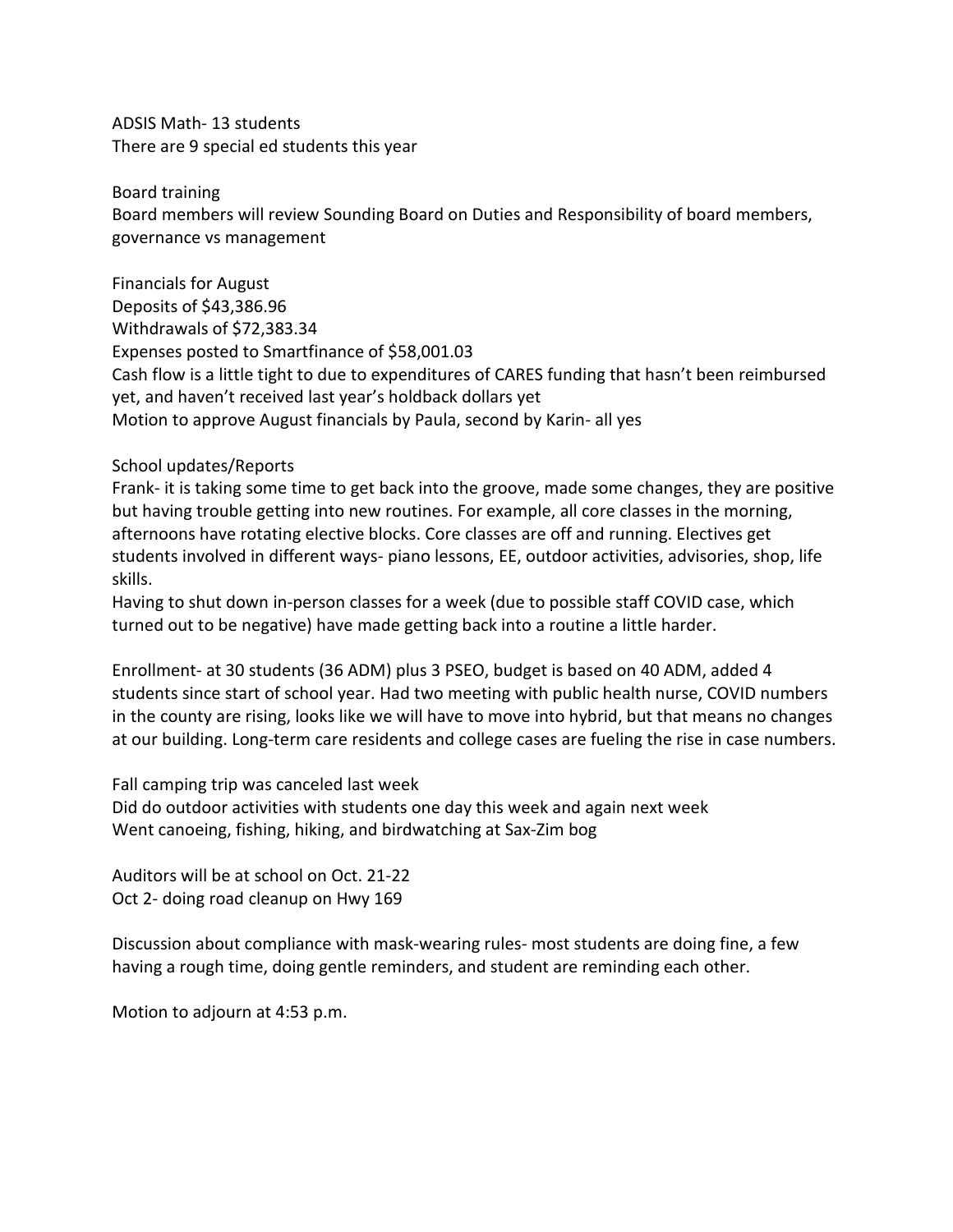ADSIS Math- 13 students
There are 9 special ed students this year

Board training
Board members will review Sounding Board on Duties and Responsibility of board members, governance vs management

Financials for August
Deposits of $43,386.96
Withdrawals of $72,383.34
Expenses posted to Smartfinance of $58,001.03
Cash flow is a little tight to due to expenditures of CARES funding that hasn't been reimbursed yet, and haven't received last year's holdback dollars yet
Motion to approve August financials by Paula, second by Karin- all yes

School updates/Reports
Frank- it is taking some time to get back into the groove, made some changes, they are positive but having trouble getting into new routines. For example, all core classes in the morning, afternoons have rotating elective blocks. Core classes are off and running. Electives get students involved in different ways- piano lessons, EE, outdoor activities, advisories, shop, life skills.
Having to shut down in-person classes for a week (due to possible staff COVID case, which turned out to be negative) have made getting back into a routine a little harder.

Enrollment- at 30 students (36 ADM) plus 3 PSEO, budget is based on 40 ADM, added 4 students since start of school year. Had two meeting with public health nurse, COVID numbers in the county are rising, looks like we will have to move into hybrid, but that means no changes at our building. Long-term care residents and college cases are fueling the rise in case numbers.

Fall camping trip was canceled last week
Did do outdoor activities with students one day this week and again next week
Went canoeing, fishing, hiking, and birdwatching at Sax-Zim bog

Auditors will be at school on Oct. 21-22
Oct 2- doing road cleanup on Hwy 169

Discussion about compliance with mask-wearing rules- most students are doing fine, a few having a rough time, doing gentle reminders, and student are reminding each other.

Motion to adjourn at 4:53 p.m.